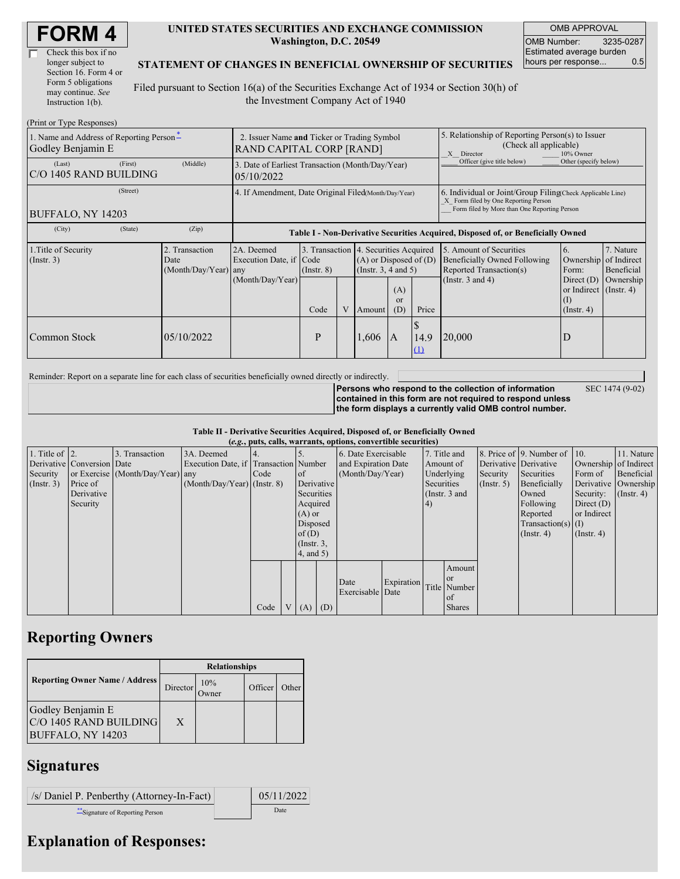# FORM 4

☐ Check this box if no longer subject to Section 16. Form 4 or Form 5 obligations may continue. *See* Instruction 1(b).

**UNITED STATES SECURITIES AND EXCHANGE COMMISSION**
**Washington, D.C. 20549**

**STATEMENT OF CHANGES IN BENEFICIAL OWNERSHIP OF SECURITIES**

Filed pursuant to Section 16(a) of the Securities Exchange Act of 1934 or Section 30(h) of the Investment Company Act of 1940

| OMB APPROVAL | |
|---|---|
| OMB Number: | 3235-0287 |
| Estimated average burden hours per response... | 0.5 |

(Print or Type Responses)

| 1. Name and Address of Reporting Person* | 2. Issuer Name **and** Ticker or Trading Symbol | 5. Relationship of Reporting Person(s) to Issuer (Check all applicable) |
|---|---|---|
| Godley Benjamin E | RAND CAPITAL CORP [RAND] | _X_ Director ___ 10% Owner ___ Officer (give title below) ___ Other (specify below) |
| (Last) (First) (Middle) C/O 1405 RAND BUILDING | 3. Date of Earliest Transaction (Month/Day/Year) 05/10/2022 | |
| (Street) BUFFALO, NY 14203 | 4. If Amendment, Date Original Filed(Month/Day/Year) | 6. Individual or Joint/Group Filing(Check Applicable Line) _X_ Form filed by One Reporting Person ___ Form filed by More than One Reporting Person |
| (City) (State) (Zip) | | |

**Table I - Non-Derivative Securities Acquired, Disposed of, or Beneficially Owned**

| 1.Title of Security (Instr. 3) | 2. Transaction Date (Month/Day/Year) | 2A. Deemed Execution Date, if any (Month/Day/Year) | 3. Transaction Code (Instr. 8) | | 4. Securities Acquired (A) or Disposed of (D) (Instr. 3, 4 and 5) | | | 5. Amount of Securities Beneficially Owned Following Reported Transaction(s) (Instr. 3 and 4) | 6. Ownership Form: Direct (D) or Indirect (I) (Instr. 4) | 7. Nature of Indirect Beneficial Ownership (Instr. 4) |
|---|---|---|---|---|---|---|---|---|---|---|
| | | | Code | V | Amount | (A) or (D) | Price | | | |
| Common Stock | 05/10/2022 | | P | | 1,606 | A | $ 14.9 (1) | 20,000 | D | |

Reminder: Report on a separate line for each class of securities beneficially owned directly or indirectly.

**Persons who respond to the collection of information contained in this form are not required to respond unless the form displays a currently valid OMB control number.** SEC 1474 (9-02)

**Table II - Derivative Securities Acquired, Disposed of, or Beneficially Owned**
**(*e.g.*, puts, calls, warrants, options, convertible securities)**

| 1. Title of Derivative Security (Instr. 3) | 2. Conversion or Exercise Price of Derivative Security | 3. Transaction Date (Month/Day/Year) | 3A. Deemed Execution Date, if any (Month/Day/Year) | 4. Transaction Code (Instr. 8) | | 5. Number of Derivative Securities Acquired (A) or Disposed of (D) (Instr. 3, 4, and 5) | | 6. Date Exercisable and Expiration Date (Month/Day/Year) | | 7. Title and Amount of Underlying Securities (Instr. 3 and 4) | | 8. Price of Derivative Security (Instr. 5) | 9. Number of Derivative Securities Beneficially Owned Following Reported Transaction(s) (Instr. 4) | 10. Ownership Form of Derivative Security: Direct (D) or Indirect (I) (Instr. 4) | 11. Nature of Indirect Beneficial Ownership (Instr. 4) |
|---|---|---|---|---|---|---|---|---|---|---|---|---|---|---|---|
| | | | | Code | V | (A) | (D) | Date Exercisable | Expiration Date | Title | Amount or Number of Shares | | | | |

## Reporting Owners

| Reporting Owner Name / Address | Relationships | | | |
|---|---|---|---|---|
| | Director | 10% Owner | Officer | Other |
| Godley Benjamin E C/O 1405 RAND BUILDING BUFFALO, NY 14203 | X | | | |

## Signatures

| /s/ Daniel P. Penberthy (Attorney-In-Fact) | 05/11/2022 |
|---|---|
| **Signature of Reporting Person | Date |

## Explanation of Responses: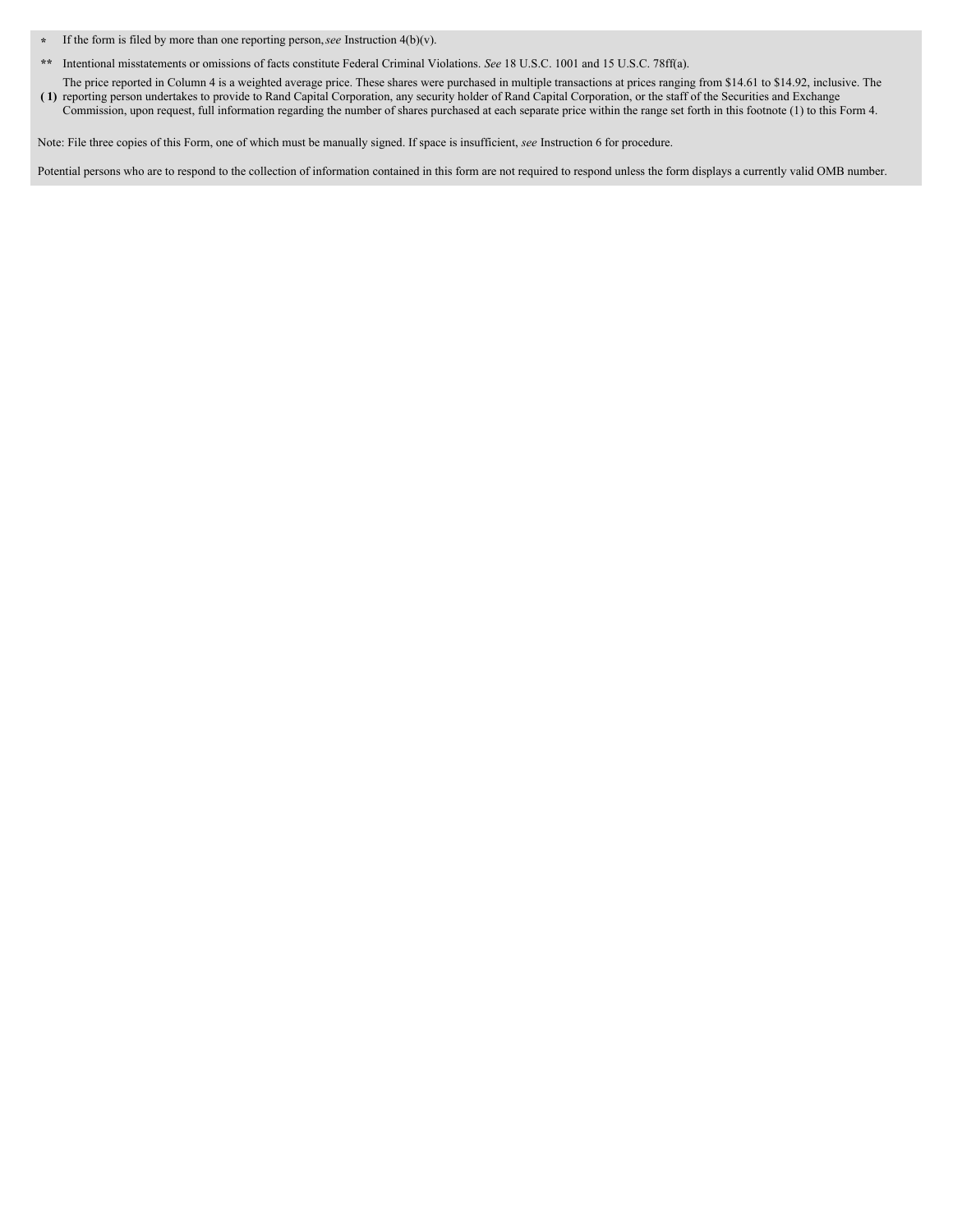\* If the form is filed by more than one reporting person, *see* Instruction 4(b)(v).

\*\* Intentional misstatements or omissions of facts constitute Federal Criminal Violations. *See* 18 U.S.C. 1001 and 15 U.S.C. 78ff(a).

( 1) The price reported in Column 4 is a weighted average price. These shares were purchased in multiple transactions at prices ranging from $14.61 to $14.92, inclusive. The reporting person undertakes to provide to Rand Capital Corporation, any security holder of Rand Capital Corporation, or the staff of the Securities and Exchange Commission, upon request, full information regarding the number of shares purchased at each separate price within the range set forth in this footnote (1) to this Form 4.

Note: File three copies of this Form, one of which must be manually signed. If space is insufficient, *see* Instruction 6 for procedure.

Potential persons who are to respond to the collection of information contained in this form are not required to respond unless the form displays a currently valid OMB number.